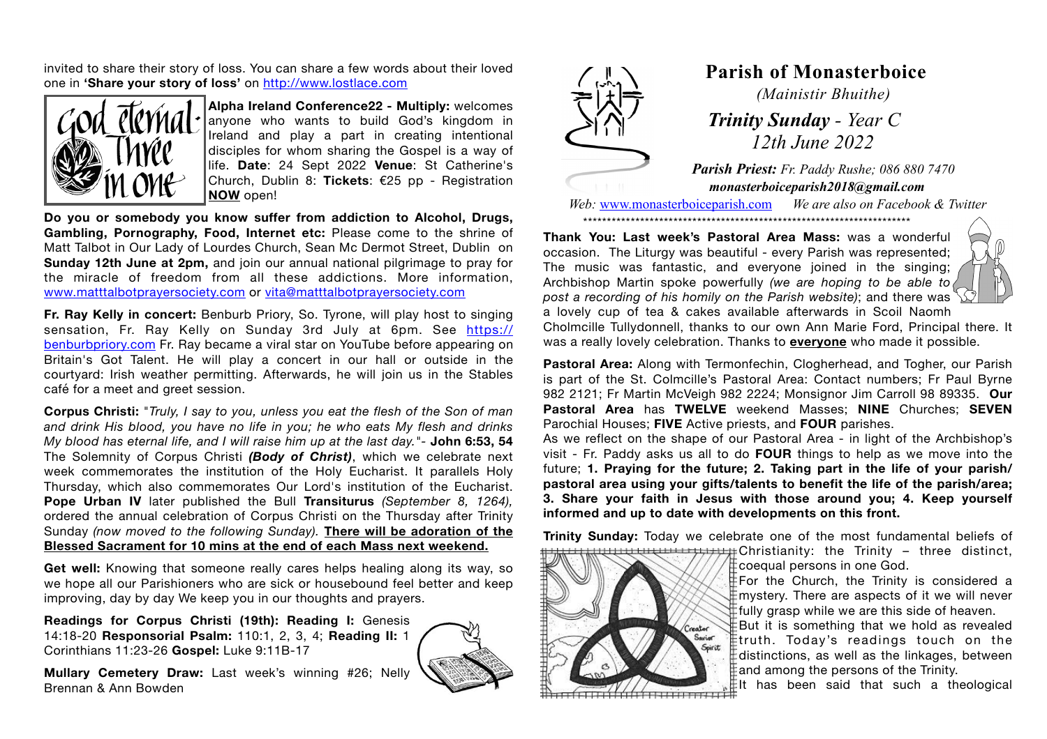# Parish of Monasterboice

*(Mainistir Bhuithe)*

## *Trinity Sunday - Year C*

*12th June 2022*

***Parish Priest:*** *Fr. Paddy Rushe; 086 880 7470*

***monasterboiceparish2018@gmail.com***

*Web:* www.monasterboiceparish.com *We are also on Facebook & Twitter*

**Thank You: Last week's Pastoral Area Mass:** was a wonderful occasion. The Liturgy was beautiful - every Parish was represented; The music was fantastic, and everyone joined in the singing; Archbishop Martin spoke powerfully *(we are hoping to be able to post a recording of his homily on the Parish website)*; and there was a lovely cup of tea & cakes available afterwards in Scoil Naomh Cholmcille Tullydonnell, thanks to our own Ann Marie Ford, Principal there. It was a really lovely celebration. Thanks to **everyone** who made it possible.

**Pastoral Area:** Along with Termonfechin, Clogherhead, and Togher, our Parish is part of the St. Colmcille's Pastoral Area: Contact numbers; Fr Paul Byrne 982 2121; Fr Martin McVeigh 982 2224; Monsignor Jim Carroll 98 89335. **Our Pastoral Area** has **TWELVE** weekend Masses; **NINE** Churches; **SEVEN** Parochial Houses; **FIVE** Active priests, and **FOUR** parishes.

As we reflect on the shape of our Pastoral Area - in light of the Archbishop's visit - Fr. Paddy asks us all to do **FOUR** things to help as we move into the future; **1. Praying for the future; 2. Taking part in the life of your parish/ pastoral area using your gifts/talents to benefit the life of the parish/area; 3. Share your faith in Jesus with those around you; 4. Keep yourself informed and up to date with developments on this front.**

**Trinity Sunday:** Today we celebrate one of the most fundamental beliefs of Christianity: the Trinity – three distinct, coequal persons in one God.

For the Church, the Trinity is considered a mystery. There are aspects of it we will never fully grasp while we are this side of heaven.

But it is something that we hold as revealed truth. Today's readings touch on the distinctions, as well as the linkages, between and among the persons of the Trinity.

It has been said that such a theological

invited to share their story of loss. You can share a few words about their loved one in **'Share your story of loss'** on http://www.lostlace.com

**Alpha Ireland Conference22 - Multiply:** welcomes anyone who wants to build God's kingdom in Ireland and play a part in creating intentional disciples for whom sharing the Gospel is a way of life. **Date**: 24 Sept 2022 **Venue**: St Catherine's Church, Dublin 8: **Tickets**: €25 pp - Registration **NOW** open!

**Do you or somebody you know suffer from addiction to Alcohol, Drugs, Gambling, Pornography, Food, Internet etc:** Please come to the shrine of Matt Talbot in Our Lady of Lourdes Church, Sean Mc Dermot Street, Dublin on **Sunday 12th June at 2pm,** and join our annual national pilgrimage to pray for the miracle of freedom from all these addictions. More information, www.matttalbotprayersociety.com or vita@matttalbotprayersociety.com

**Fr. Ray Kelly in concert:** Benburb Priory, So. Tyrone, will play host to singing sensation, Fr. Ray Kelly on Sunday 3rd July at 6pm. See https://benburbpriory.com Fr. Ray became a viral star on YouTube before appearing on Britain's Got Talent. He will play a concert in our hall or outside in the courtyard: Irish weather permitting. Afterwards, he will join us in the Stables café for a meet and greet session.

**Corpus Christi:** "*Truly, I say to you, unless you eat the flesh of the Son of man and drink His blood, you have no life in you; he who eats My flesh and drinks My blood has eternal life, and I will raise him up at the last day.*"- **John 6:53, 54** The Solemnity of Corpus Christi ***(Body of Christ)***, which we celebrate next week commemorates the institution of the Holy Eucharist. It parallels Holy Thursday, which also commemorates Our Lord's institution of the Eucharist. **Pope Urban IV** later published the Bull **Transiturus** *(September 8, 1264),* ordered the annual celebration of Corpus Christi on the Thursday after Trinity Sunday *(now moved to the following Sunday).* **There will be adoration of the Blessed Sacrament for 10 mins at the end of each Mass next weekend.**

**Get well:** Knowing that someone really cares helps healing along its way, so we hope all our Parishioners who are sick or housebound feel better and keep improving, day by day We keep you in our thoughts and prayers.

**Readings for Corpus Christi (19th): Reading I:** Genesis 14:18-20 **Responsorial Psalm:** 110:1, 2, 3, 4; **Reading II:** 1 Corinthians 11:23-26 **Gospel:** Luke 9:11B-17

**Mullary Cemetery Draw:** Last week's winning #26; Nelly Brennan & Ann Bowden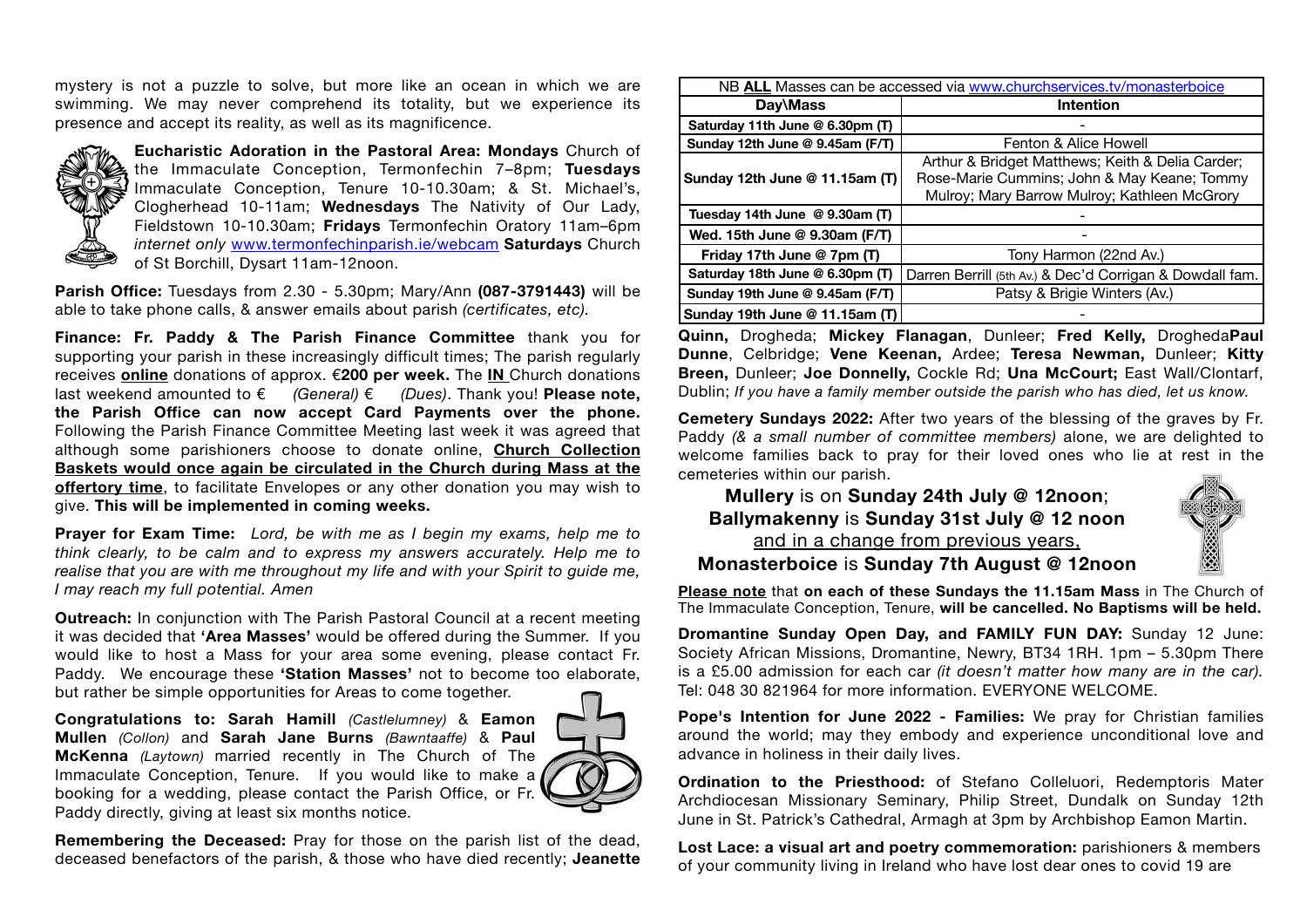mystery is not a puzzle to solve, but more like an ocean in which we are swimming. We may never comprehend its totality, but we experience its presence and accept its reality, as well as its magnificence.

**Eucharistic Adoration in the Pastoral Area: Mondays** Church of the Immaculate Conception, Termonfechin 7–8pm; **Tuesdays** Immaculate Conception, Tenure 10-10.30am; & St. Michael's, Clogherhead 10-11am; **Wednesdays** The Nativity of Our Lady, Fieldstown 10-10.30am; **Fridays** Termonfechin Oratory 11am–6pm *internet only* www.termonfechinparish.ie/webcam **Saturdays** Church of St Borchill, Dysart 11am-12noon.

**Parish Office:** Tuesdays from 2.30 - 5.30pm; Mary/Ann **(087-3791443)** will be able to take phone calls, & answer emails about parish *(certificates, etc).*

**Finance: Fr. Paddy & The Parish Finance Committee** thank you for supporting your parish in these increasingly difficult times; The parish regularly receives **online** donations of approx. €**200 per week.** The **IN** Church donations last weekend amounted to € *(General)* € *(Dues)*. Thank you! **Please note, the Parish Office can now accept Card Payments over the phone.** Following the Parish Finance Committee Meeting last week it was agreed that although some parishioners choose to donate online, **Church Collection Baskets would once again be circulated in the Church during Mass at the offertory time**, to facilitate Envelopes or any other donation you may wish to give. **This will be implemented in coming weeks.**

**Prayer for Exam Time:** *Lord, be with me as I begin my exams, help me to think clearly, to be calm and to express my answers accurately. Help me to realise that you are with me throughout my life and with your Spirit to guide me, I may reach my full potential. Amen*

**Outreach:** In conjunction with The Parish Pastoral Council at a recent meeting it was decided that **'Area Masses'** would be offered during the Summer. If you would like to host a Mass for your area some evening, please contact Fr. Paddy. We encourage these **'Station Masses'** not to become too elaborate, but rather be simple opportunities for Areas to come together.

**Congratulations to: Sarah Hamill** *(Castlelumney)* & **Eamon Mullen** *(Collon)* and **Sarah Jane Burns** *(Bawntaaffe)* & **Paul McKenna** *(Laytown)* married recently in The Church of The Immaculate Conception, Tenure. If you would like to make a booking for a wedding, please contact the Parish Office, or Fr. Paddy directly, giving at least six months notice.

**Remembering the Deceased:** Pray for those on the parish list of the dead, deceased benefactors of the parish, & those who have died recently; **Jeanette Quinn,** Drogheda; **Mickey Flanagan**, Dunleer; **Fred Kelly,** Drogheda**Paul Dunne**, Celbridge; **Vene Keenan,** Ardee; **Teresa Newman,** Dunleer; **Kitty Breen,** Dunleer; **Joe Donnelly,** Cockle Rd; **Una McCourt;** East Wall/Clontarf, Dublin; *If you have a family member outside the parish who has died, let us know.*

NB **ALL** Masses can be accessed via www.churchservices.tv/monasterboice

| Day\Mass | Intention |
|---|---|
| Saturday 11th June @ 6.30pm (T) | - |
| Sunday 12th June @ 9.45am (F/T) | Fenton & Alice Howell |
| Sunday 12th June @ 11.15am (T) | Arthur & Bridget Matthews; Keith & Delia Carder; Rose-Marie Cummins; John & May Keane; Tommy Mulroy; Mary Barrow Mulroy; Kathleen McGrory |
| Tuesday 14th June @ 9.30am (T) | - |
| Wed. 15th June @ 9.30am (F/T) | - |
| Friday 17th June @ 7pm (T) | Tony Harmon (22nd Av.) |
| Saturday 18th June @ 6.30pm (T) | Darren Berrill (5th Av.) & Dec'd Corrigan & Dowdall fam. |
| Sunday 19th June @ 9.45am (F/T) | Patsy & Brigie Winters (Av.) |
| Sunday 19th June @ 11.15am (T) | - |

**Cemetery Sundays 2022:** After two years of the blessing of the graves by Fr. Paddy *(& a small number of committee members)* alone, we are delighted to welcome families back to pray for their loved ones who lie at rest in the cemeteries within our parish.

**Mullery** is on **Sunday 24th July @ 12noon**;
**Ballymakenny** is **Sunday 31st July @ 12 noon**
and in a change from previous years,
**Monasterboice** is **Sunday 7th August @ 12noon**

**Please note** that **on each of these Sundays the 11.15am Mass** in The Church of The Immaculate Conception, Tenure, **will be cancelled. No Baptisms will be held.**

**Dromantine Sunday Open Day, and FAMILY FUN DAY:** Sunday 12 June: Society African Missions, Dromantine, Newry, BT34 1RH. 1pm – 5.30pm There is a £5.00 admission for each car *(it doesn't matter how many are in the car).* Tel: 048 30 821964 for more information. EVERYONE WELCOME.

**Pope's Intention for June 2022 - Families:** We pray for Christian families around the world; may they embody and experience unconditional love and advance in holiness in their daily lives.

**Ordination to the Priesthood:** of Stefano Colleluori, Redemptoris Mater Archdiocesan Missionary Seminary, Philip Street, Dundalk on Sunday 12th June in St. Patrick's Cathedral, Armagh at 3pm by Archbishop Eamon Martin.

**Lost Lace: a visual art and poetry commemoration:** parishioners & members of your community living in Ireland who have lost dear ones to covid 19 are